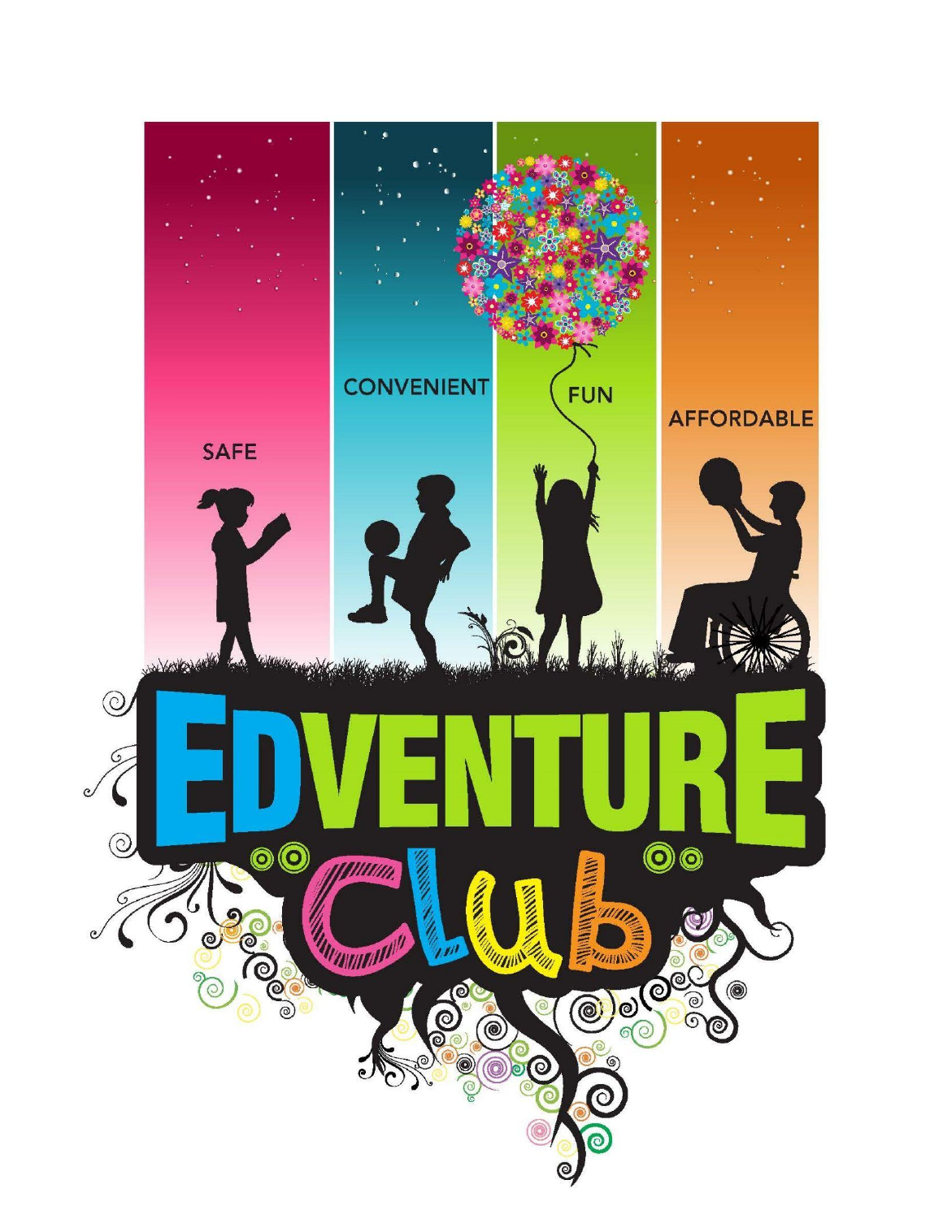SAFE

CONVENIENT

FUN

AFFORDABLE

# EDVENTURE Club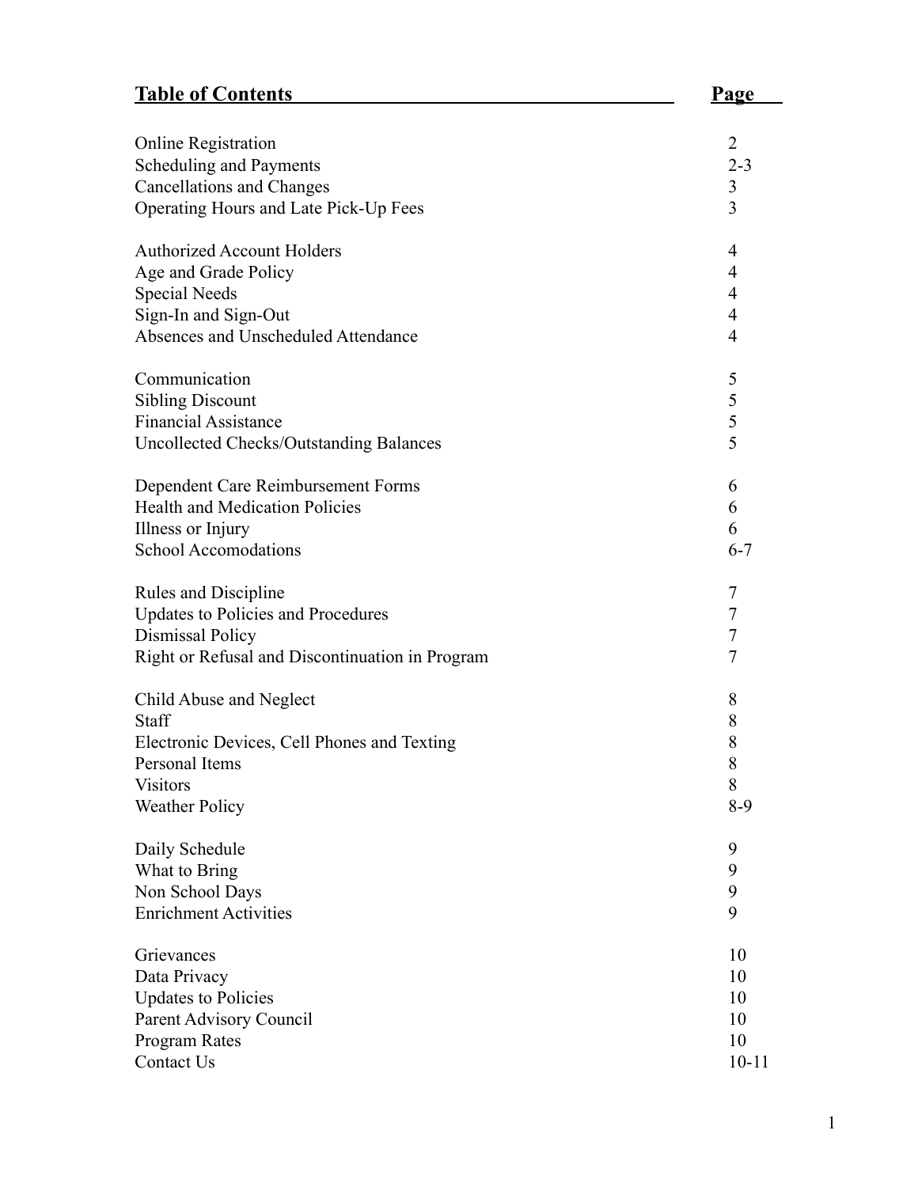# Table of Contents

| Table of Contents | Page |
|---|---|
| Online Registration | 2 |
| Scheduling and Payments | 2-3 |
| Cancellations and Changes | 3 |
| Operating Hours and Late Pick-Up Fees | 3 |
| Authorized Account Holders | 4 |
| Age and Grade Policy | 4 |
| Special Needs | 4 |
| Sign-In and Sign-Out | 4 |
| Absences and Unscheduled Attendance | 4 |
| Communication | 5 |
| Sibling Discount | 5 |
| Financial Assistance | 5 |
| Uncollected Checks/Outstanding Balances | 5 |
| Dependent Care Reimbursement Forms | 6 |
| Health and Medication Policies | 6 |
| Illness or Injury | 6 |
| School Accomodations | 6-7 |
| Rules and Discipline | 7 |
| Updates to Policies and Procedures | 7 |
| Dismissal Policy | 7 |
| Right or Refusal and Discontinuation in Program | 7 |
| Child Abuse and Neglect | 8 |
| Staff | 8 |
| Electronic Devices, Cell Phones and Texting | 8 |
| Personal Items | 8 |
| Visitors | 8 |
| Weather Policy | 8-9 |
| Daily Schedule | 9 |
| What to Bring | 9 |
| Non School Days | 9 |
| Enrichment Activities | 9 |
| Grievances | 10 |
| Data Privacy | 10 |
| Updates to Policies | 10 |
| Parent Advisory Council | 10 |
| Program Rates | 10 |
| Contact Us | 10-11 |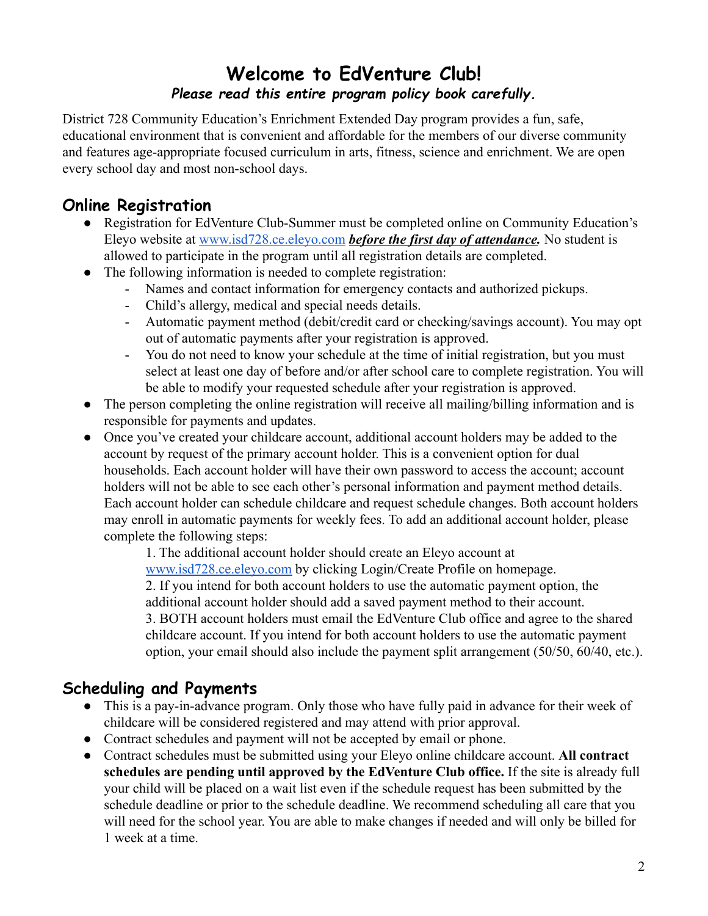# Welcome to EdVenture Club!

***Please read this entire program policy book carefully.***

District 728 Community Education's Enrichment Extended Day program provides a fun, safe, educational environment that is convenient and affordable for the members of our diverse community and features age-appropriate focused curriculum in arts, fitness, science and enrichment. We are open every school day and most non-school days.

## Online Registration

- Registration for EdVenture Club-Summer must be completed online on Community Education's Eleyo website at www.isd728.ce.eleyo.com ***before the first day of attendance.*** No student is allowed to participate in the program until all registration details are completed.
- The following information is needed to complete registration:
  - Names and contact information for emergency contacts and authorized pickups.
  - Child's allergy, medical and special needs details.
  - Automatic payment method (debit/credit card or checking/savings account). You may opt out of automatic payments after your registration is approved.
  - You do not need to know your schedule at the time of initial registration, but you must select at least one day of before and/or after school care to complete registration. You will be able to modify your requested schedule after your registration is approved.
- The person completing the online registration will receive all mailing/billing information and is responsible for payments and updates.
- Once you've created your childcare account, additional account holders may be added to the account by request of the primary account holder. This is a convenient option for dual households. Each account holder will have their own password to access the account; account holders will not be able to see each other's personal information and payment method details. Each account holder can schedule childcare and request schedule changes. Both account holders may enroll in automatic payments for weekly fees. To add an additional account holder, please complete the following steps:

  1. The additional account holder should create an Eleyo account at www.isd728.ce.eleyo.com by clicking Login/Create Profile on homepage.
  2. If you intend for both account holders to use the automatic payment option, the additional account holder should add a saved payment method to their account.
  3. BOTH account holders must email the EdVenture Club office and agree to the shared childcare account. If you intend for both account holders to use the automatic payment option, your email should also include the payment split arrangement (50/50, 60/40, etc.).

## Scheduling and Payments

- This is a pay-in-advance program. Only those who have fully paid in advance for their week of childcare will be considered registered and may attend with prior approval.
- Contract schedules and payment will not be accepted by email or phone.
- Contract schedules must be submitted using your Eleyo online childcare account. **All contract schedules are pending until approved by the EdVenture Club office.** If the site is already full your child will be placed on a wait list even if the schedule request has been submitted by the schedule deadline or prior to the schedule deadline. We recommend scheduling all care that you will need for the school year. You are able to make changes if needed and will only be billed for 1 week at a time.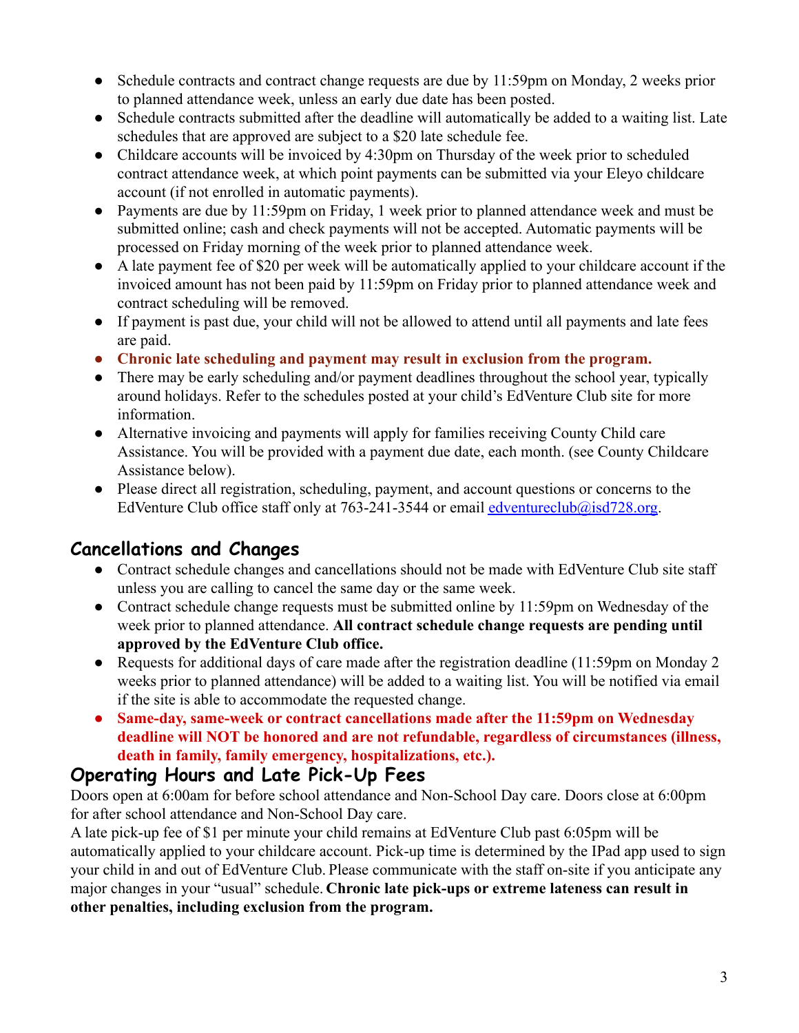- Schedule contracts and contract change requests are due by 11:59pm on Monday, 2 weeks prior to planned attendance week, unless an early due date has been posted.
- Schedule contracts submitted after the deadline will automatically be added to a waiting list. Late schedules that are approved are subject to a $20 late schedule fee.
- Childcare accounts will be invoiced by 4:30pm on Thursday of the week prior to scheduled contract attendance week, at which point payments can be submitted via your Eleyo childcare account (if not enrolled in automatic payments).
- Payments are due by 11:59pm on Friday, 1 week prior to planned attendance week and must be submitted online; cash and check payments will not be accepted. Automatic payments will be processed on Friday morning of the week prior to planned attendance week.
- A late payment fee of $20 per week will be automatically applied to your childcare account if the invoiced amount has not been paid by 11:59pm on Friday prior to planned attendance week and contract scheduling will be removed.
- If payment is past due, your child will not be allowed to attend until all payments and late fees are paid.
- **Chronic late scheduling and payment may result in exclusion from the program.**
- There may be early scheduling and/or payment deadlines throughout the school year, typically around holidays. Refer to the schedules posted at your child's EdVenture Club site for more information.
- Alternative invoicing and payments will apply for families receiving County Child care Assistance. You will be provided with a payment due date, each month. (see County Childcare Assistance below).
- Please direct all registration, scheduling, payment, and account questions or concerns to the EdVenture Club office staff only at 763-241-3544 or email edventureclub@isd728.org.

## Cancellations and Changes

- Contract schedule changes and cancellations should not be made with EdVenture Club site staff unless you are calling to cancel the same day or the same week.
- Contract schedule change requests must be submitted online by 11:59pm on Wednesday of the week prior to planned attendance. **All contract schedule change requests are pending until approved by the EdVenture Club office.**
- Requests for additional days of care made after the registration deadline (11:59pm on Monday 2 weeks prior to planned attendance) will be added to a waiting list. You will be notified via email if the site is able to accommodate the requested change.
- **Same-day, same-week or contract cancellations made after the 11:59pm on Wednesday deadline will NOT be honored and are not refundable, regardless of circumstances (illness, death in family, family emergency, hospitalizations, etc.).**

## Operating Hours and Late Pick-Up Fees

Doors open at 6:00am for before school attendance and Non-School Day care. Doors close at 6:00pm for after school attendance and Non-School Day care.

A late pick-up fee of $1 per minute your child remains at EdVenture Club past 6:05pm will be automatically applied to your childcare account. Pick-up time is determined by the IPad app used to sign your child in and out of EdVenture Club. Please communicate with the staff on-site if you anticipate any major changes in your "usual" schedule. **Chronic late pick-ups or extreme lateness can result in other penalties, including exclusion from the program.**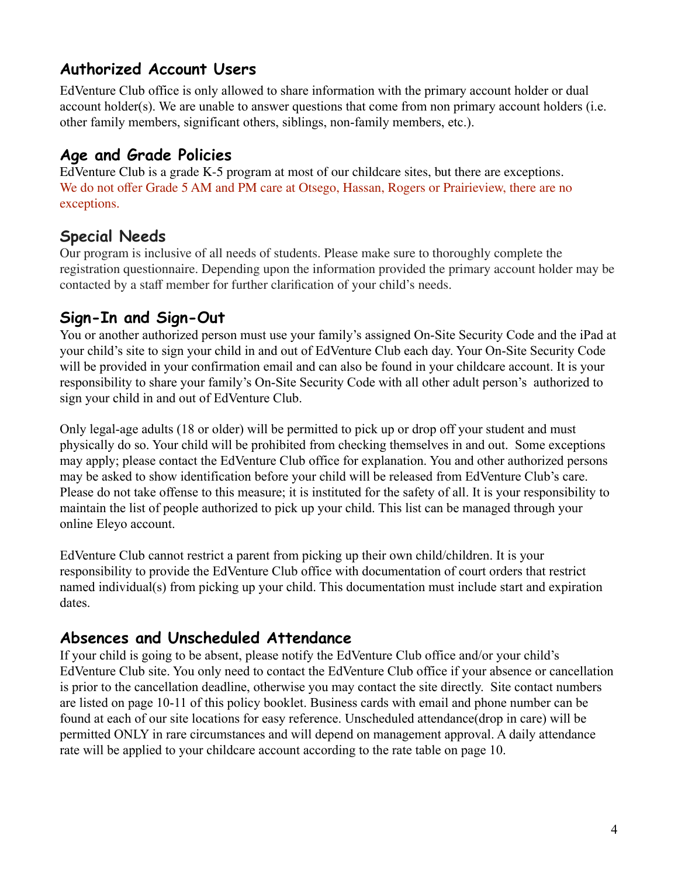## Authorized Account Users

EdVenture Club office is only allowed to share information with the primary account holder or dual account holder(s). We are unable to answer questions that come from non primary account holders (i.e. other family members, significant others, siblings, non-family members, etc.).

## Age and Grade Policies

EdVenture Club is a grade K-5 program at most of our childcare sites, but there are exceptions. We do not offer Grade 5 AM and PM care at Otsego, Hassan, Rogers or Prairieview, there are no exceptions.

## Special Needs

Our program is inclusive of all needs of students. Please make sure to thoroughly complete the registration questionnaire. Depending upon the information provided the primary account holder may be contacted by a staff member for further clarification of your child's needs.

## Sign-In and Sign-Out

You or another authorized person must use your family's assigned On-Site Security Code and the iPad at your child's site to sign your child in and out of EdVenture Club each day. Your On-Site Security Code will be provided in your confirmation email and can also be found in your childcare account. It is your responsibility to share your family's On-Site Security Code with all other adult person's authorized to sign your child in and out of EdVenture Club.

Only legal-age adults (18 or older) will be permitted to pick up or drop off your student and must physically do so. Your child will be prohibited from checking themselves in and out. Some exceptions may apply; please contact the EdVenture Club office for explanation. You and other authorized persons may be asked to show identification before your child will be released from EdVenture Club's care. Please do not take offense to this measure; it is instituted for the safety of all. It is your responsibility to maintain the list of people authorized to pick up your child. This list can be managed through your online Eleyo account.

EdVenture Club cannot restrict a parent from picking up their own child/children. It is your responsibility to provide the EdVenture Club office with documentation of court orders that restrict named individual(s) from picking up your child. This documentation must include start and expiration dates.

## Absences and Unscheduled Attendance

If your child is going to be absent, please notify the EdVenture Club office and/or your child's EdVenture Club site. You only need to contact the EdVenture Club office if your absence or cancellation is prior to the cancellation deadline, otherwise you may contact the site directly. Site contact numbers are listed on page 10-11 of this policy booklet. Business cards with email and phone number can be found at each of our site locations for easy reference. Unscheduled attendance(drop in care) will be permitted ONLY in rare circumstances and will depend on management approval. A daily attendance rate will be applied to your childcare account according to the rate table on page 10.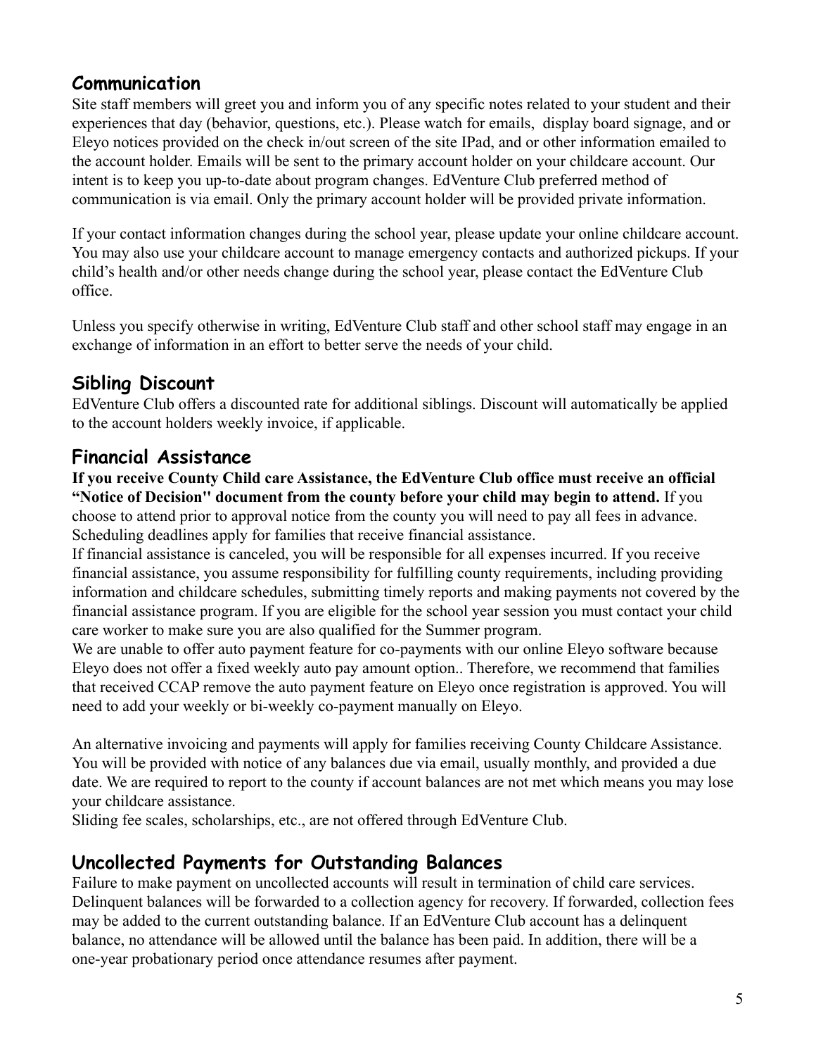## Communication

Site staff members will greet you and inform you of any specific notes related to your student and their experiences that day (behavior, questions, etc.). Please watch for emails,  display board signage, and or Eleyo notices provided on the check in/out screen of the site IPad, and or other information emailed to the account holder. Emails will be sent to the primary account holder on your childcare account. Our intent is to keep you up-to-date about program changes. EdVenture Club preferred method of communication is via email. Only the primary account holder will be provided private information.

If your contact information changes during the school year, please update your online childcare account. You may also use your childcare account to manage emergency contacts and authorized pickups. If your child's health and/or other needs change during the school year, please contact the EdVenture Club office.

Unless you specify otherwise in writing, EdVenture Club staff and other school staff may engage in an exchange of information in an effort to better serve the needs of your child.

## Sibling Discount

EdVenture Club offers a discounted rate for additional siblings. Discount will automatically be applied to the account holders weekly invoice, if applicable.

## Financial Assistance

**If you receive County Child care Assistance, the EdVenture Club office must receive an official "Notice of Decision" document from the county before your child may begin to attend.** If you choose to attend prior to approval notice from the county you will need to pay all fees in advance. Scheduling deadlines apply for families that receive financial assistance.

If financial assistance is canceled, you will be responsible for all expenses incurred. If you receive financial assistance, you assume responsibility for fulfilling county requirements, including providing information and childcare schedules, submitting timely reports and making payments not covered by the financial assistance program. If you are eligible for the school year session you must contact your child care worker to make sure you are also qualified for the Summer program.

We are unable to offer auto payment feature for co-payments with our online Eleyo software because Eleyo does not offer a fixed weekly auto pay amount option.. Therefore, we recommend that families that received CCAP remove the auto payment feature on Eleyo once registration is approved. You will need to add your weekly or bi-weekly co-payment manually on Eleyo.

An alternative invoicing and payments will apply for families receiving County Childcare Assistance. You will be provided with notice of any balances due via email, usually monthly, and provided a due date. We are required to report to the county if account balances are not met which means you may lose your childcare assistance.

Sliding fee scales, scholarships, etc., are not offered through EdVenture Club.

## Uncollected Payments for Outstanding Balances

Failure to make payment on uncollected accounts will result in termination of child care services. Delinquent balances will be forwarded to a collection agency for recovery. If forwarded, collection fees may be added to the current outstanding balance. If an EdVenture Club account has a delinquent balance, no attendance will be allowed until the balance has been paid. In addition, there will be a one-year probationary period once attendance resumes after payment.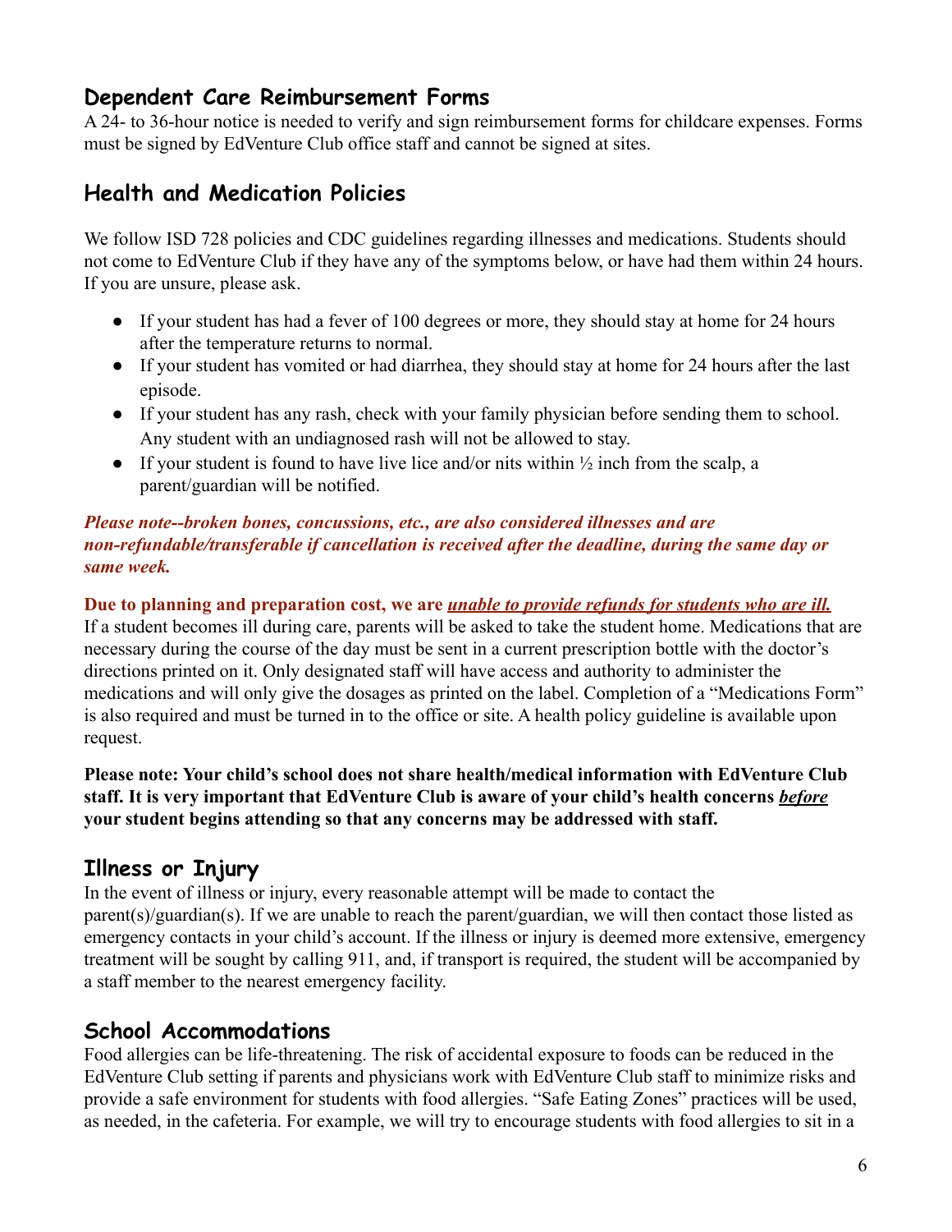## Dependent Care Reimbursement Forms

A 24- to 36-hour notice is needed to verify and sign reimbursement forms for childcare expenses. Forms must be signed by EdVenture Club office staff and cannot be signed at sites.

## Health and Medication Policies

We follow ISD 728 policies and CDC guidelines regarding illnesses and medications. Students should not come to EdVenture Club if they have any of the symptoms below, or have had them within 24 hours. If you are unsure, please ask.

- If your student has had a fever of 100 degrees or more, they should stay at home for 24 hours after the temperature returns to normal.
- If your student has vomited or had diarrhea, they should stay at home for 24 hours after the last episode.
- If your student has any rash, check with your family physician before sending them to school. Any student with an undiagnosed rash will not be allowed to stay.
- If your student is found to have live lice and/or nits within ½ inch from the scalp, a parent/guardian will be notified.

***Please note--broken bones, concussions, etc., are also considered illnesses and are non-refundable/transferable if cancellation is received after the deadline, during the same day or same week.***

**Due to planning and preparation cost, we are *<u>unable to provide refunds for students who are ill.</u>***
If a student becomes ill during care, parents will be asked to take the student home. Medications that are necessary during the course of the day must be sent in a current prescription bottle with the doctor's directions printed on it. Only designated staff will have access and authority to administer the medications and will only give the dosages as printed on the label. Completion of a "Medications Form" is also required and must be turned in to the office or site. A health policy guideline is available upon request.

**Please note: Your child's school does not share health/medical information with EdVenture Club staff. It is very important that EdVenture Club is aware of your child's health concerns *<u>before</u>* your student begins attending so that any concerns may be addressed with staff.**

## Illness or Injury

In the event of illness or injury, every reasonable attempt will be made to contact the parent(s)/guardian(s). If we are unable to reach the parent/guardian, we will then contact those listed as emergency contacts in your child's account. If the illness or injury is deemed more extensive, emergency treatment will be sought by calling 911, and, if transport is required, the student will be accompanied by a staff member to the nearest emergency facility.

## School Accommodations

Food allergies can be life-threatening. The risk of accidental exposure to foods can be reduced in the EdVenture Club setting if parents and physicians work with EdVenture Club staff to minimize risks and provide a safe environment for students with food allergies. "Safe Eating Zones" practices will be used, as needed, in the cafeteria. For example, we will try to encourage students with food allergies to sit in a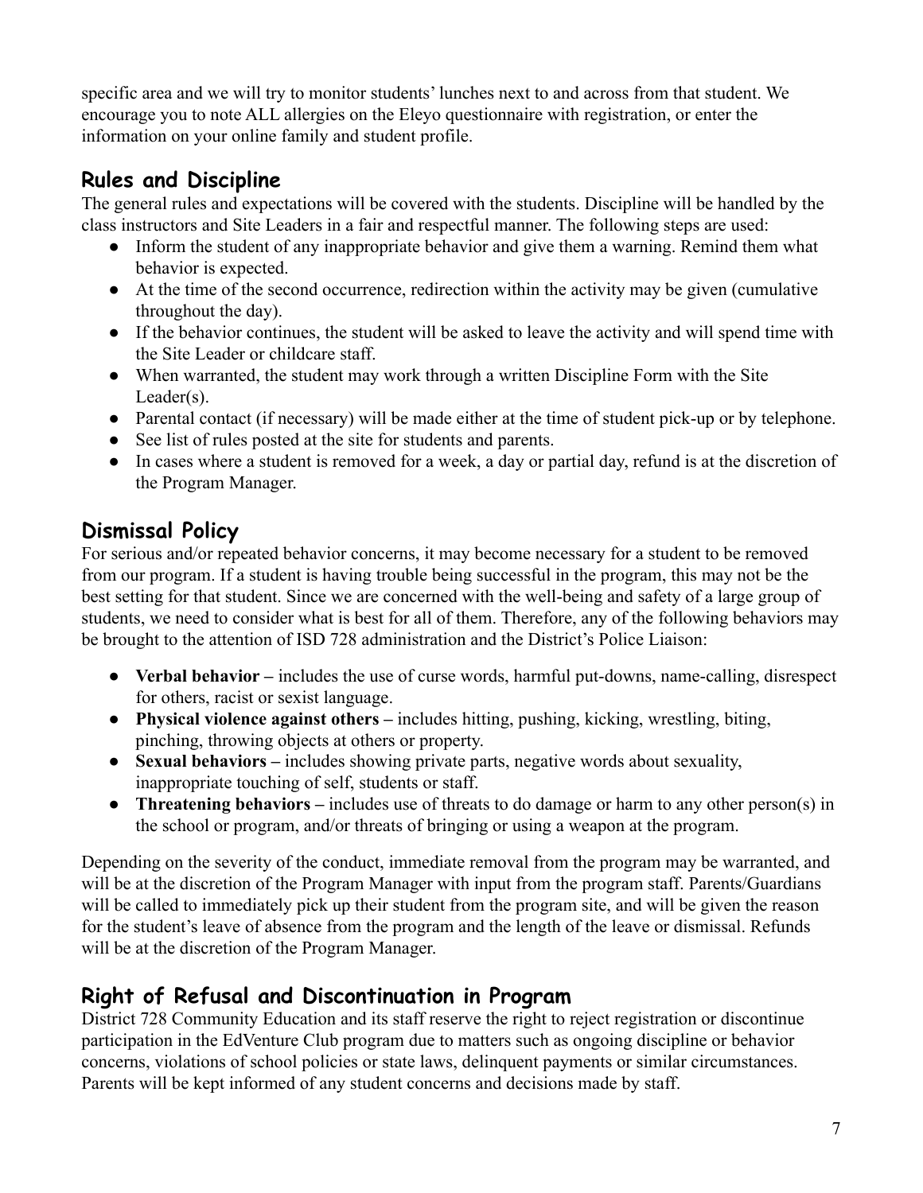specific area and we will try to monitor students' lunches next to and across from that student. We encourage you to note ALL allergies on the Eleyo questionnaire with registration, or enter the information on your online family and student profile.

## Rules and Discipline

The general rules and expectations will be covered with the students. Discipline will be handled by the class instructors and Site Leaders in a fair and respectful manner. The following steps are used:

- Inform the student of any inappropriate behavior and give them a warning. Remind them what behavior is expected.
- At the time of the second occurrence, redirection within the activity may be given (cumulative throughout the day).
- If the behavior continues, the student will be asked to leave the activity and will spend time with the Site Leader or childcare staff.
- When warranted, the student may work through a written Discipline Form with the Site Leader(s).
- Parental contact (if necessary) will be made either at the time of student pick-up or by telephone.
- See list of rules posted at the site for students and parents.
- In cases where a student is removed for a week, a day or partial day, refund is at the discretion of the Program Manager.

## Dismissal Policy

For serious and/or repeated behavior concerns, it may become necessary for a student to be removed from our program. If a student is having trouble being successful in the program, this may not be the best setting for that student. Since we are concerned with the well-being and safety of a large group of students, we need to consider what is best for all of them. Therefore, any of the following behaviors may be brought to the attention of ISD 728 administration and the District's Police Liaison:

- **Verbal behavior –** includes the use of curse words, harmful put-downs, name-calling, disrespect for others, racist or sexist language.
- **Physical violence against others –** includes hitting, pushing, kicking, wrestling, biting, pinching, throwing objects at others or property.
- **Sexual behaviors –** includes showing private parts, negative words about sexuality, inappropriate touching of self, students or staff.
- **Threatening behaviors –** includes use of threats to do damage or harm to any other person(s) in the school or program, and/or threats of bringing or using a weapon at the program.

Depending on the severity of the conduct, immediate removal from the program may be warranted, and will be at the discretion of the Program Manager with input from the program staff. Parents/Guardians will be called to immediately pick up their student from the program site, and will be given the reason for the student's leave of absence from the program and the length of the leave or dismissal. Refunds will be at the discretion of the Program Manager.

## Right of Refusal and Discontinuation in Program

District 728 Community Education and its staff reserve the right to reject registration or discontinue participation in the EdVenture Club program due to matters such as ongoing discipline or behavior concerns, violations of school policies or state laws, delinquent payments or similar circumstances. Parents will be kept informed of any student concerns and decisions made by staff.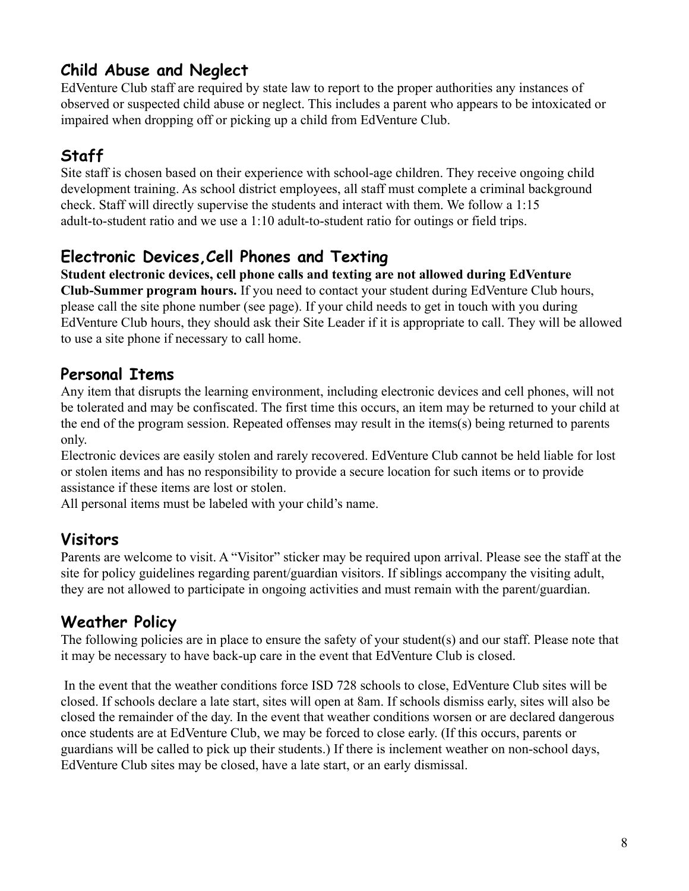## Child Abuse and Neglect

EdVenture Club staff are required by state law to report to the proper authorities any instances of observed or suspected child abuse or neglect. This includes a parent who appears to be intoxicated or impaired when dropping off or picking up a child from EdVenture Club.

## Staff

Site staff is chosen based on their experience with school-age children. They receive ongoing child development training. As school district employees, all staff must complete a criminal background check. Staff will directly supervise the students and interact with them. We follow a 1:15 adult-to-student ratio and we use a 1:10 adult-to-student ratio for outings or field trips.

## Electronic Devices,Cell Phones and Texting

**Student electronic devices, cell phone calls and texting are not allowed during EdVenture Club-Summer program hours.** If you need to contact your student during EdVenture Club hours, please call the site phone number (see page). If your child needs to get in touch with you during EdVenture Club hours, they should ask their Site Leader if it is appropriate to call. They will be allowed to use a site phone if necessary to call home.

## Personal Items

Any item that disrupts the learning environment, including electronic devices and cell phones, will not be tolerated and may be confiscated. The first time this occurs, an item may be returned to your child at the end of the program session. Repeated offenses may result in the items(s) being returned to parents only.

Electronic devices are easily stolen and rarely recovered. EdVenture Club cannot be held liable for lost or stolen items and has no responsibility to provide a secure location for such items or to provide assistance if these items are lost or stolen.

All personal items must be labeled with your child's name.

## Visitors

Parents are welcome to visit. A "Visitor" sticker may be required upon arrival. Please see the staff at the site for policy guidelines regarding parent/guardian visitors. If siblings accompany the visiting adult, they are not allowed to participate in ongoing activities and must remain with the parent/guardian.

## Weather Policy

The following policies are in place to ensure the safety of your student(s) and our staff. Please note that it may be necessary to have back-up care in the event that EdVenture Club is closed.

In the event that the weather conditions force ISD 728 schools to close, EdVenture Club sites will be closed. If schools declare a late start, sites will open at 8am. If schools dismiss early, sites will also be closed the remainder of the day. In the event that weather conditions worsen or are declared dangerous once students are at EdVenture Club, we may be forced to close early. (If this occurs, parents or guardians will be called to pick up their students.) If there is inclement weather on non-school days, EdVenture Club sites may be closed, have a late start, or an early dismissal.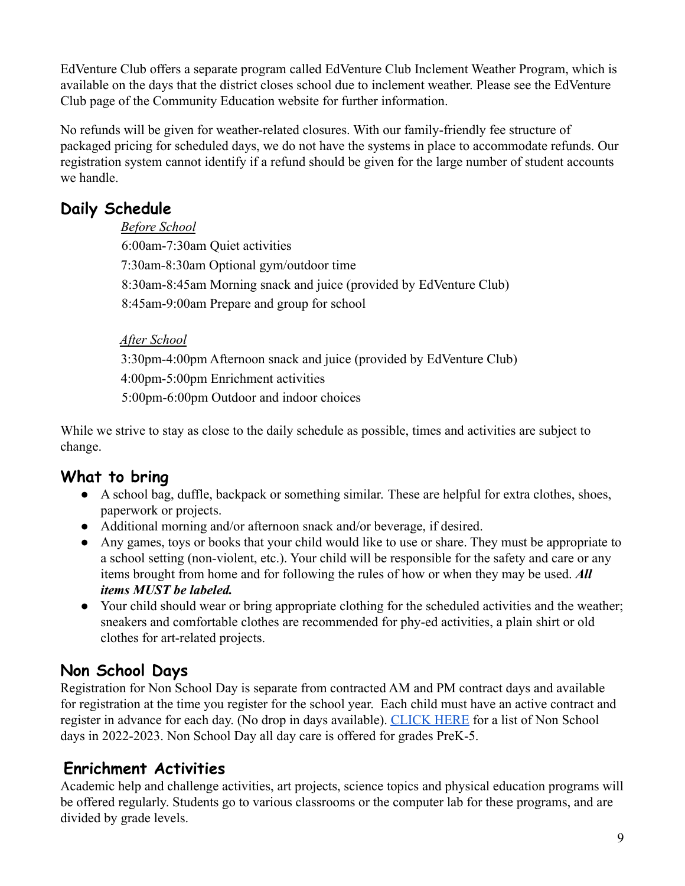EdVenture Club offers a separate program called EdVenture Club Inclement Weather Program, which is available on the days that the district closes school due to inclement weather. Please see the EdVenture Club page of the Community Education website for further information.

No refunds will be given for weather-related closures. With our family-friendly fee structure of packaged pricing for scheduled days, we do not have the systems in place to accommodate refunds. Our registration system cannot identify if a refund should be given for the large number of student accounts we handle.

## Daily Schedule

*Before School*

6:00am-7:30am Quiet activities
7:30am-8:30am Optional gym/outdoor time
8:30am-8:45am Morning snack and juice (provided by EdVenture Club)
8:45am-9:00am Prepare and group for school

*After School*

3:30pm-4:00pm Afternoon snack and juice (provided by EdVenture Club)
4:00pm-5:00pm Enrichment activities
5:00pm-6:00pm Outdoor and indoor choices

While we strive to stay as close to the daily schedule as possible, times and activities are subject to change.

## What to bring

- A school bag, duffle, backpack or something similar. These are helpful for extra clothes, shoes, paperwork or projects.
- Additional morning and/or afternoon snack and/or beverage, if desired.
- Any games, toys or books that your child would like to use or share. They must be appropriate to a school setting (non-violent, etc.). Your child will be responsible for the safety and care or any items brought from home and for following the rules of how or when they may be used. ***All items MUST be labeled.***
- Your child should wear or bring appropriate clothing for the scheduled activities and the weather; sneakers and comfortable clothes are recommended for phy-ed activities, a plain shirt or old clothes for art-related projects.

## Non School Days

Registration for Non School Day is separate from contracted AM and PM contract days and available for registration at the time you register for the school year. Each child must have an active contract and register in advance for each day. (No drop in days available). CLICK HERE for a list of Non School days in 2022-2023. Non School Day all day care is offered for grades PreK-5.

## Enrichment Activities

Academic help and challenge activities, art projects, science topics and physical education programs will be offered regularly. Students go to various classrooms or the computer lab for these programs, and are divided by grade levels.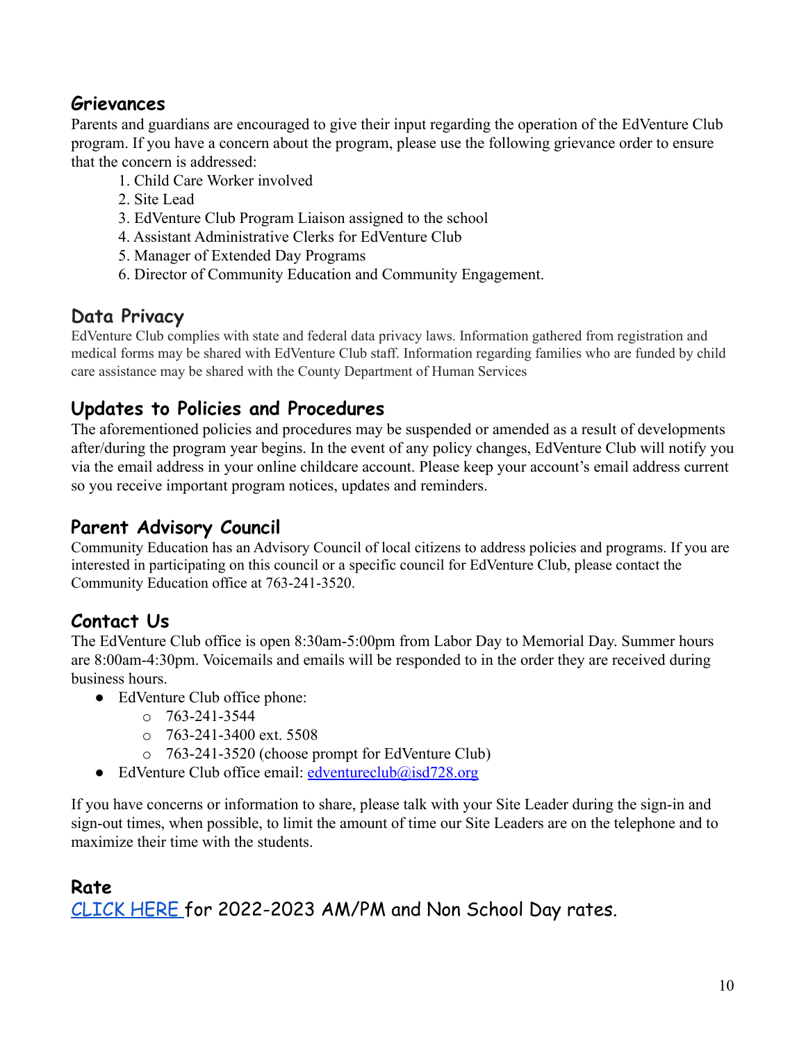## Grievances

Parents and guardians are encouraged to give their input regarding the operation of the EdVenture Club program. If you have a concern about the program, please use the following grievance order to ensure that the concern is addressed:

1. Child Care Worker involved
2. Site Lead
3. EdVenture Club Program Liaison assigned to the school
4. Assistant Administrative Clerks for EdVenture Club
5. Manager of Extended Day Programs
6. Director of Community Education and Community Engagement.

## Data Privacy

EdVenture Club complies with state and federal data privacy laws. Information gathered from registration and medical forms may be shared with EdVenture Club staff. Information regarding families who are funded by child care assistance may be shared with the County Department of Human Services

## Updates to Policies and Procedures

The aforementioned policies and procedures may be suspended or amended as a result of developments after/during the program year begins. In the event of any policy changes, EdVenture Club will notify you via the email address in your online childcare account. Please keep your account's email address current so you receive important program notices, updates and reminders.

## Parent Advisory Council

Community Education has an Advisory Council of local citizens to address policies and programs. If you are interested in participating on this council or a specific council for EdVenture Club, please contact the Community Education office at 763-241-3520.

## Contact Us

The EdVenture Club office is open 8:30am-5:00pm from Labor Day to Memorial Day. Summer hours are 8:00am-4:30pm. Voicemails and emails will be responded to in the order they are received during business hours.

- EdVenture Club office phone:
  - 763-241-3544
  - 763-241-3400 ext. 5508
  - 763-241-3520 (choose prompt for EdVenture Club)
- EdVenture Club office email: edventureclub@isd728.org

If you have concerns or information to share, please talk with your Site Leader during the sign-in and sign-out times, when possible, to limit the amount of time our Site Leaders are on the telephone and to maximize their time with the students.

## Rate

CLICK HERE for 2022-2023 AM/PM and Non School Day rates.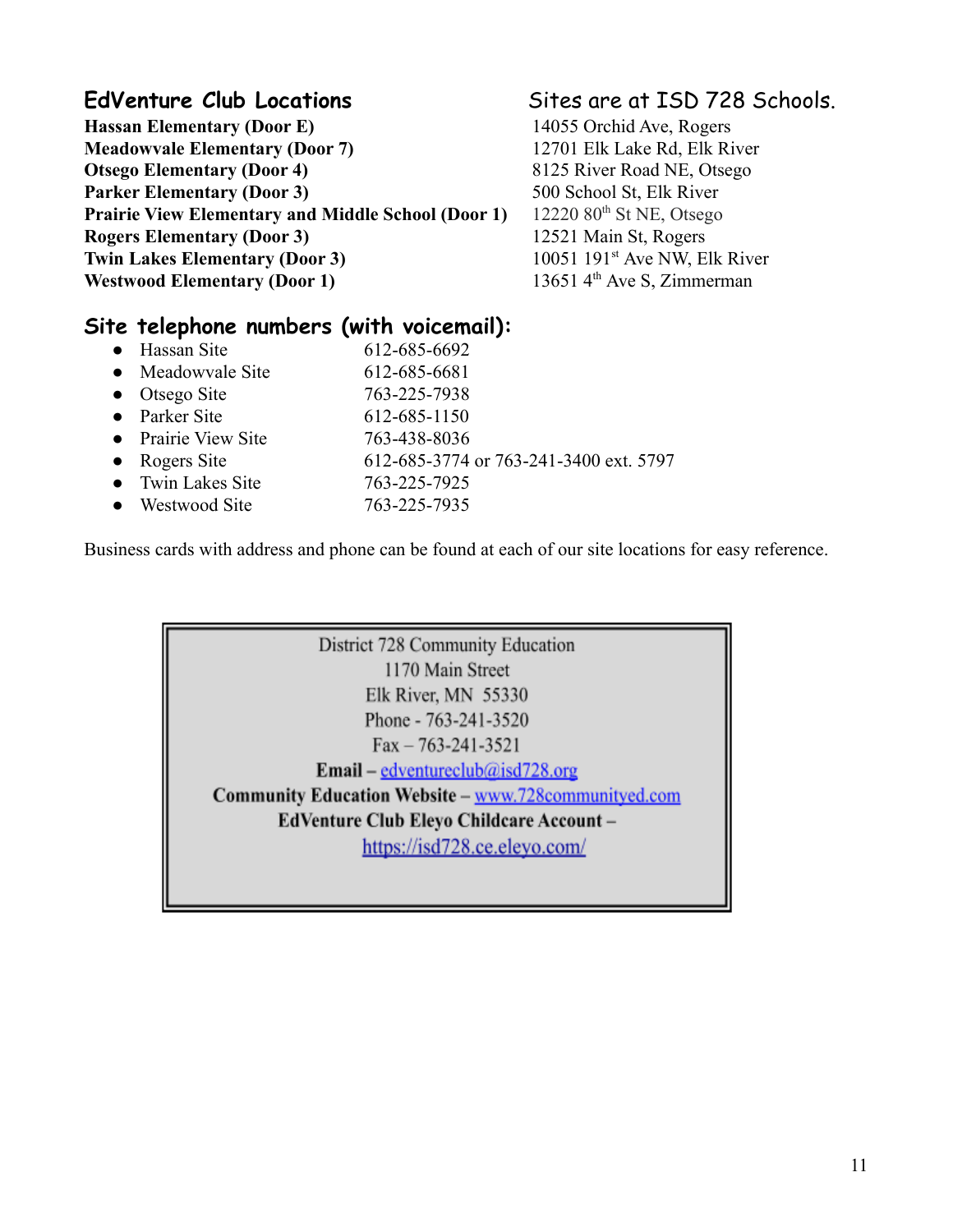## EdVenture Club Locations

## Sites are at ISD 728 Schools.

| | |
|---|---|
| **Hassan Elementary (Door E)** | 14055 Orchid Ave, Rogers |
| **Meadowvale Elementary (Door 7)** | 12701 Elk Lake Rd, Elk River |
| **Otsego Elementary (Door 4)** | 8125 River Road NE, Otsego |
| **Parker Elementary (Door 3)** | 500 School St, Elk River |
| **Prairie View Elementary and Middle School (Door 1)** | 12220 80th St NE, Otsego |
| **Rogers Elementary (Door 3)** | 12521 Main St, Rogers |
| **Twin Lakes Elementary (Door 3)** | 10051 191st Ave NW, Elk River |
| **Westwood Elementary (Door 1)** | 13651 4th Ave S, Zimmerman |

## Site telephone numbers (with voicemail):

- Hassan Site 612-685-6692
- Meadowvale Site 612-685-6681
- Otsego Site 763-225-7938
- Parker Site 612-685-1150
- Prairie View Site 763-438-8036
- Rogers Site 612-685-3774 or 763-241-3400 ext. 5797
- Twin Lakes Site 763-225-7925
- Westwood Site 763-225-7935

Business cards with address and phone can be found at each of our site locations for easy reference.

District 728 Community Education
1170 Main Street
Elk River, MN 55330
Phone - 763-241-3520
Fax – 763-241-3521
**Email** – edventureclub@isd728.org
**Community Education Website** – www.728communityed.com
**EdVenture Club Eleyo Childcare Account** –
https://isd728.ce.eleyo.com/